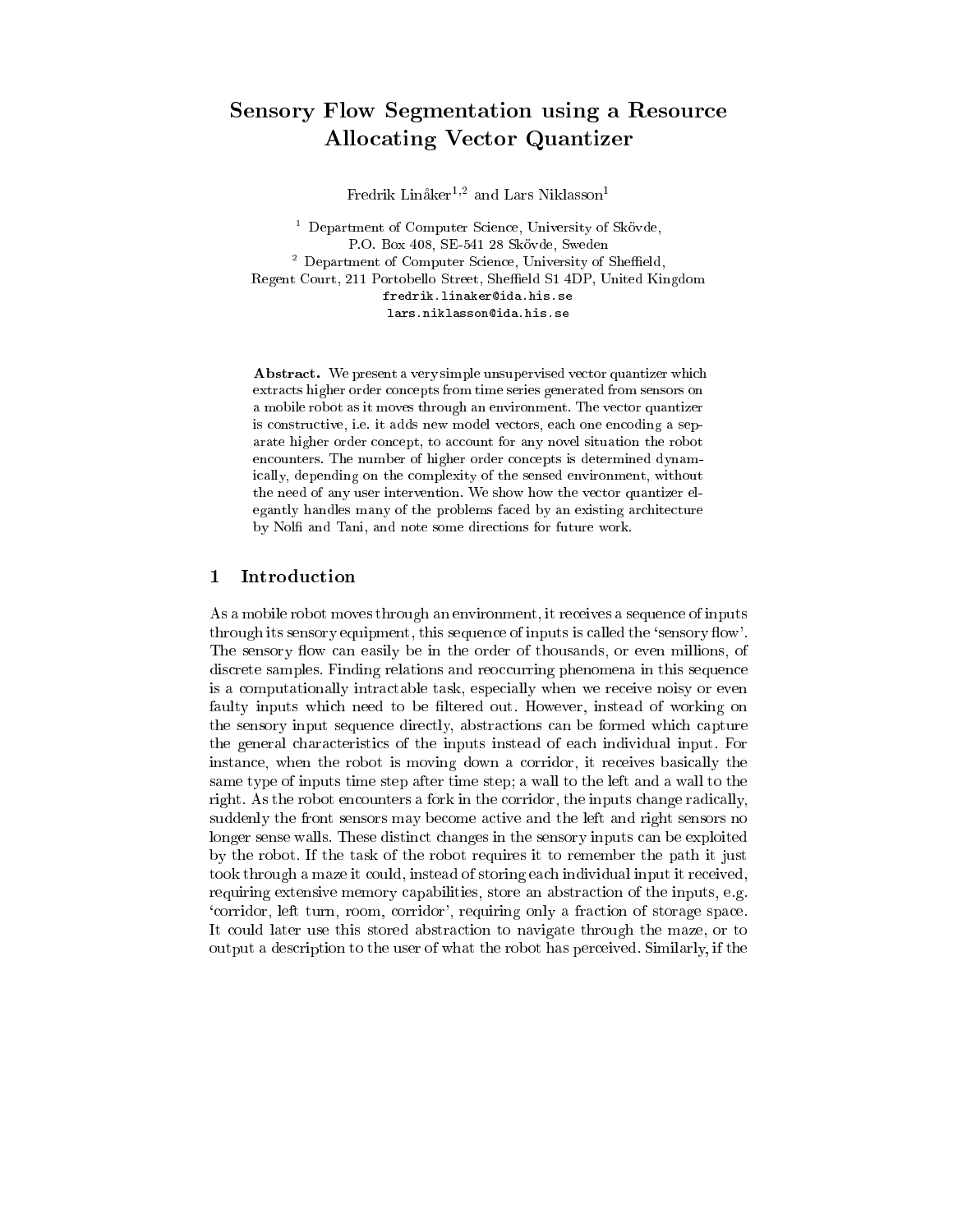# Sensory Flow Segmentation using a Resource Allocating Vector Quantizer

Fredrik Linåker[1,2] and Lars Niklasson[1]

[1] Department of Computer Science, University of Skövde, P.O. Box 408, SE-541 28 Skövde, Sweden
[2] Department of Computer Science, University of Sheffield, Regent Court, 211 Portobello Street, Sheffield S1 4DP, United Kingdom
fredrik.linaker@ida.his.se
lars.niklasson@ida.his.se

**Abstract.** We present a very simple unsupervised vector quantizer which extracts higher order concepts from time series generated from sensors on a mobile robot as it moves through an environment. The vector quantizer is constructive, i.e. it adds new model vectors, each one encoding a separate higher order concept, to account for any novel situation the robot encounters. The number of higher order concepts is determined dynamically, depending on the complexity of the sensed environment, without the need of any user intervention. We show how the vector quantizer elegantly handles many of the problems faced by an existing architecture by Nolfi and Tani, and note some directions for future work.

## 1 Introduction

As a mobile robot moves through an environment, it receives a sequence of inputs through its sensory equipment, this sequence of inputs is called the 'sensory flow'. The sensory flow can easily be in the order of thousands, or even millions, of discrete samples. Finding relations and reoccurring phenomena in this sequence is a computationally intractable task, especially when we receive noisy or even faulty inputs which need to be filtered out. However, instead of working on the sensory input sequence directly, abstractions can be formed which capture the general characteristics of the inputs instead of each individual input. For instance, when the robot is moving down a corridor, it receives basically the same type of inputs time step after time step; a wall to the left and a wall to the right. As the robot encounters a fork in the corridor, the inputs change radically, suddenly the front sensors may become active and the left and right sensors no longer sense walls. These distinct changes in the sensory inputs can be exploited by the robot. If the task of the robot requires it to remember the path it just took through a maze it could, instead of storing each individual input it received, requiring extensive memory capabilities, store an abstraction of the inputs, e.g. 'corridor, left turn, room, corridor', requiring only a fraction of storage space. It could later use this stored abstraction to navigate through the maze, or to output a description to the user of what the robot has perceived. Similarly, if the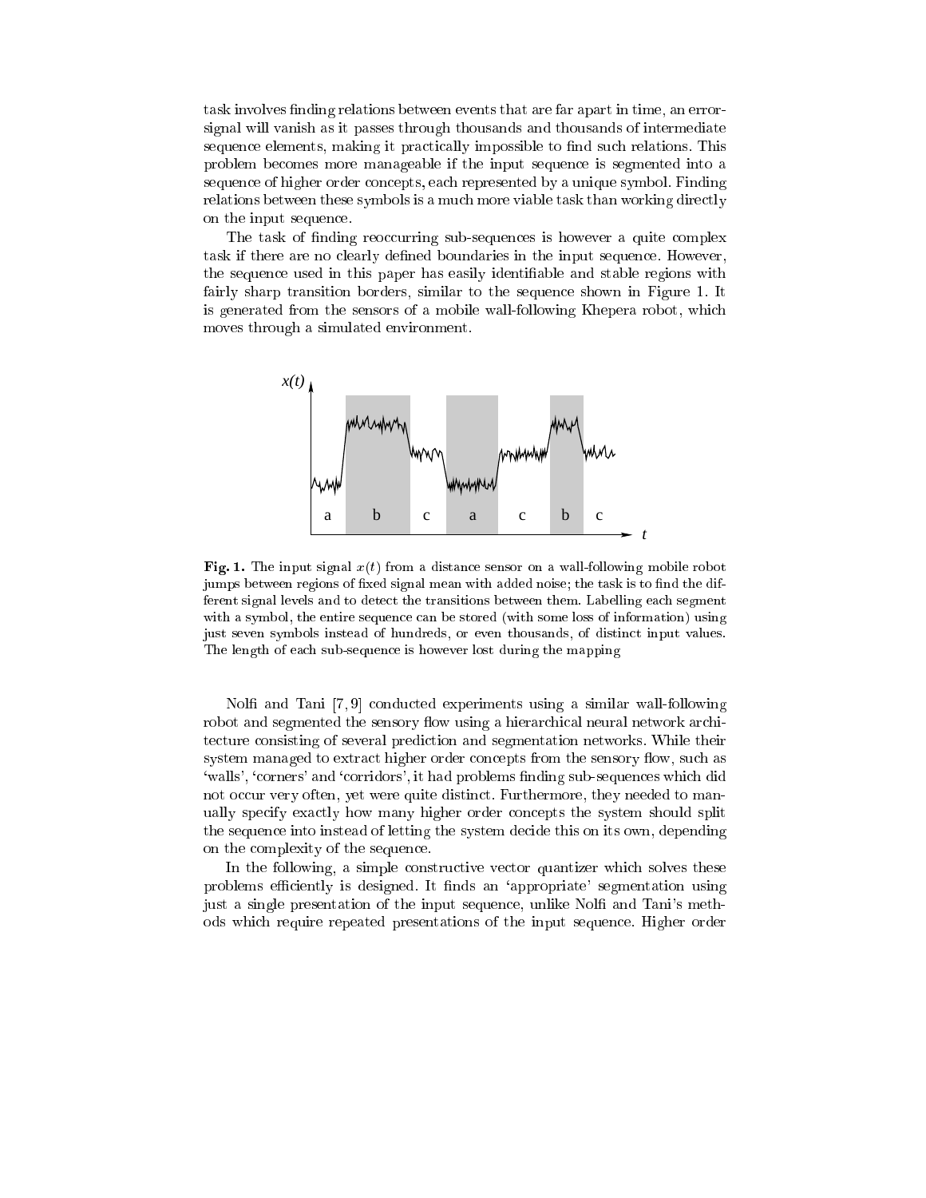task involves finding relations between events that are far apart in time, an error-signal will vanish as it passes through thousands and thousands of intermediate sequence elements, making it practically impossible to find such relations. This problem becomes more manageable if the input sequence is segmented into a sequence of higher order concepts, each represented by a unique symbol. Finding relations between these symbols is a much more viable task than working directly on the input sequence.

The task of finding reoccurring sub-sequences is however a quite complex task if there are no clearly defined boundaries in the input sequence. However, the sequence used in this paper has easily identifiable and stable regions with fairly sharp transition borders, similar to the sequence shown in Figure 1. It is generated from the sensors of a mobile wall-following Khepera robot, which moves through a simulated environment.

x(t)

a b c a c b c

t

**Fig. 1.** The input signal $x(t)$ from a distance sensor on a wall-following mobile robot jumps between regions of fixed signal mean with added noise; the task is to find the different signal levels and to detect the transitions between them. Labelling each segment with a symbol, the entire sequence can be stored (with some loss of information) using just seven symbols instead of hundreds, or even thousands, of distinct input values. The length of each sub-sequence is however lost during the mapping

Nolfi and Tani [7, 9] conducted experiments using a similar wall-following robot and segmented the sensory flow using a hierarchical neural network architecture consisting of several prediction and segmentation networks. While their system managed to extract higher order concepts from the sensory flow, such as 'walls', 'corners' and 'corridors', it had problems finding sub-sequences which did not occur very often, yet were quite distinct. Furthermore, they needed to manually specify exactly how many higher order concepts the system should split the sequence into instead of letting the system decide this on its own, depending on the complexity of the sequence.

In the following, a simple constructive vector quantizer which solves these problems efficiently is designed. It finds an 'appropriate' segmentation using just a single presentation of the input sequence, unlike Nolfi and Tani's methods which require repeated presentations of the input sequence. Higher order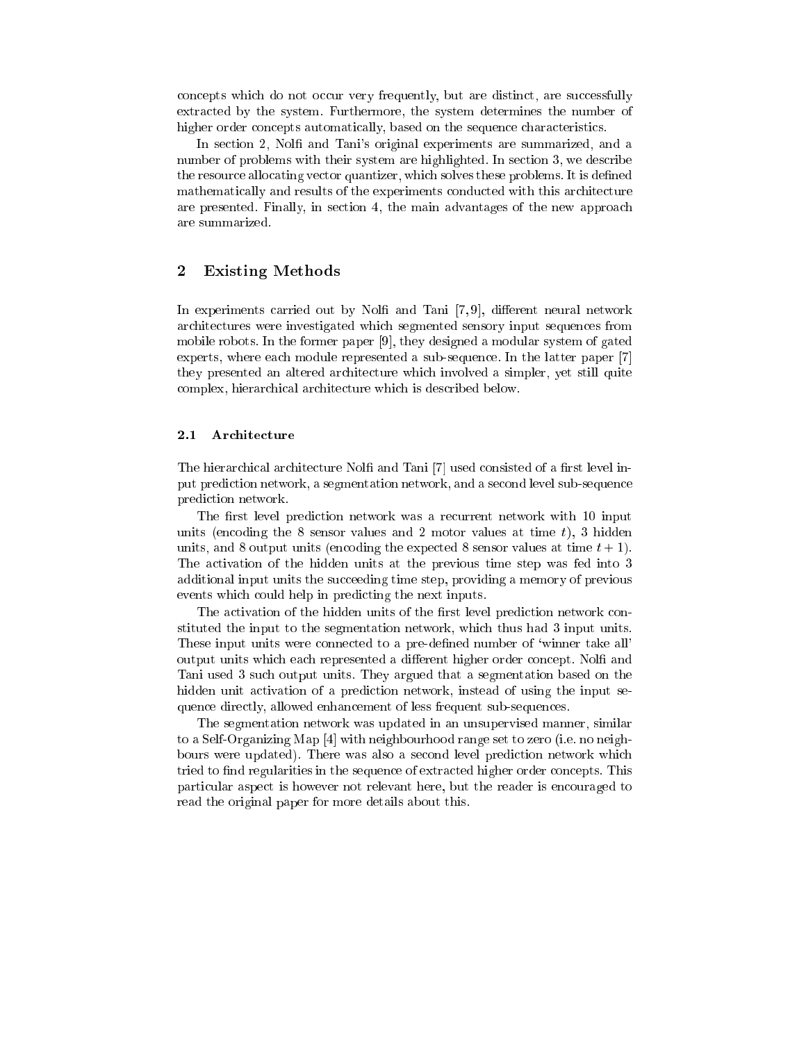concepts which do not occur very frequently, but are distinct, are successfully extracted by the system. Furthermore, the system determines the number of higher order concepts automatically, based on the sequence characteristics.

In section 2, Nolfi and Tani's original experiments are summarized, and a number of problems with their system are highlighted. In section 3, we describe the resource allocating vector quantizer, which solves these problems. It is defined mathematically and results of the experiments conducted with this architecture are presented. Finally, in section 4, the main advantages of the new approach are summarized.

## 2 Existing Methods

In experiments carried out by Nolfi and Tani [7, 9], different neural network architectures were investigated which segmented sensory input sequences from mobile robots. In the former paper [9], they designed a modular system of gated experts, where each module represented a sub-sequence. In the latter paper [7] they presented an altered architecture which involved a simpler, yet still quite complex, hierarchical architecture which is described below.

### 2.1 Architecture

The hierarchical architecture Nolfi and Tani [7] used consisted of a first level input prediction network, a segmentation network, and a second level sub-sequence prediction network.

The first level prediction network was a recurrent network with 10 input units (encoding the 8 sensor values and 2 motor values at time $t$), 3 hidden units, and 8 output units (encoding the expected 8 sensor values at time $t + 1$). The activation of the hidden units at the previous time step was fed into 3 additional input units the succeeding time step, providing a memory of previous events which could help in predicting the next inputs.

The activation of the hidden units of the first level prediction network constituted the input to the segmentation network, which thus had 3 input units. These input units were connected to a pre-defined number of 'winner take all' output units which each represented a different higher order concept. Nolfi and Tani used 3 such output units. They argued that a segmentation based on the hidden unit activation of a prediction network, instead of using the input sequence directly, allowed enhancement of less frequent sub-sequences.

The segmentation network was updated in an unsupervised manner, similar to a Self-Organizing Map [4] with neighbourhood range set to zero (i.e. no neighbours were updated). There was also a second level prediction network which tried to find regularities in the sequence of extracted higher order concepts. This particular aspect is however not relevant here, but the reader is encouraged to read the original paper for more details about this.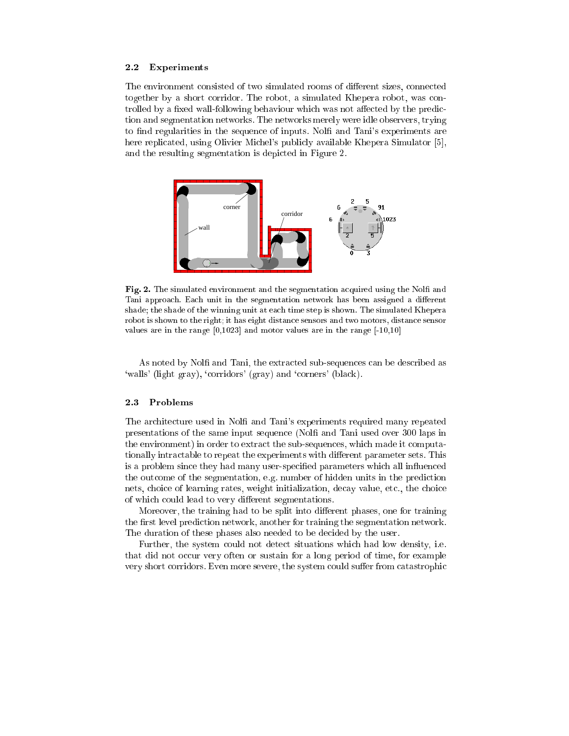### 2.2 Experiments

The environment consisted of two simulated rooms of different sizes, connected together by a short corridor. The robot, a simulated Khepera robot, was controlled by a fixed wall-following behaviour which was not affected by the prediction and segmentation networks. The networks merely were idle observers, trying to find regularities in the sequence of inputs. Nolfi and Tani's experiments are here replicated, using Olivier Michel's publicly available Khepera Simulator [5], and the resulting segmentation is depicted in Figure 2.

**Fig. 2.** The simulated environment and the segmentation acquired using the Nolfi and Tani approach. Each unit in the segmentation network has been assigned a different shade; the shade of the winning unit at each time step is shown. The simulated Khepera robot is shown to the right; it has eight distance sensors and two motors, distance sensor values are in the range [0,1023] and motor values are in the range [-10,10]

As noted by Nolfi and Tani, the extracted sub-sequences can be described as 'walls' (light gray), 'corridors' (gray) and 'corners' (black).

### 2.3 Problems

The architecture used in Nolfi and Tani's experiments required many repeated presentations of the same input sequence (Nolfi and Tani used over 300 laps in the environment) in order to extract the sub-sequences, which made it computationally intractable to repeat the experiments with different parameter sets. This is a problem since they had many user-specified parameters which all influenced the outcome of the segmentation, e.g. number of hidden units in the prediction nets, choice of learning rates, weight initialization, decay value, etc., the choice of which could lead to very different segmentations.

Moreover, the training had to be split into different phases, one for training the first level prediction network, another for training the segmentation network. The duration of these phases also needed to be decided by the user.

Further, the system could not detect situations which had low density, i.e. that did not occur very often or sustain for a long period of time, for example very short corridors. Even more severe, the system could suffer from catastrophic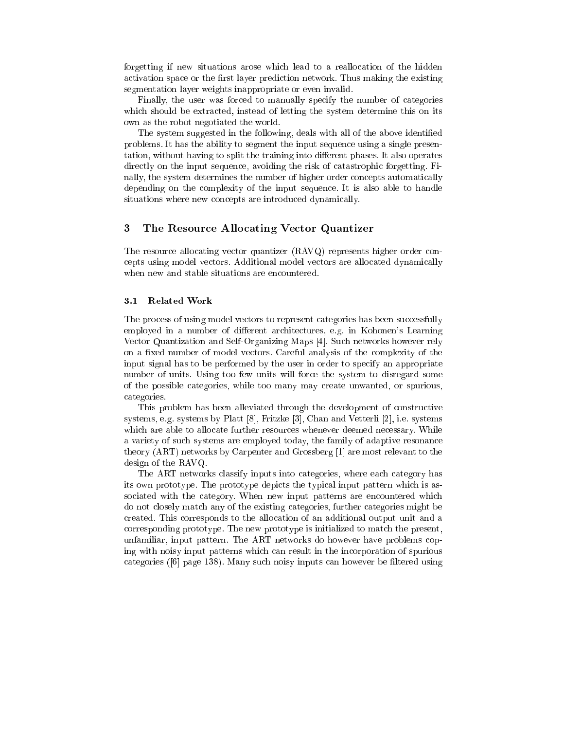forgetting if new situations arose which lead to a reallocation of the hidden activation space or the first layer prediction network. Thus making the existing segmentation layer weights inappropriate or even invalid.

Finally, the user was forced to manually specify the number of categories which should be extracted, instead of letting the system determine this on its own as the robot negotiated the world.

The system suggested in the following, deals with all of the above identified problems. It has the ability to segment the input sequence using a single presentation, without having to split the training into different phases. It also operates directly on the input sequence, avoiding the risk of catastrophic forgetting. Finally, the system determines the number of higher order concepts automatically depending on the complexity of the input sequence. It is also able to handle situations where new concepts are introduced dynamically.

## 3 The Resource Allocating Vector Quantizer

The resource allocating vector quantizer (RAVQ) represents higher order concepts using model vectors. Additional model vectors are allocated dynamically when new and stable situations are encountered.

### 3.1 Related Work

The process of using model vectors to represent categories has been successfully employed in a number of different architectures, e.g. in Kohonen's Learning Vector Quantization and Self-Organizing Maps [4]. Such networks however rely on a fixed number of model vectors. Careful analysis of the complexity of the input signal has to be performed by the user in order to specify an appropriate number of units. Using too few units will force the system to disregard some of the possible categories, while too many may create unwanted, or spurious, categories.

This problem has been alleviated through the development of constructive systems, e.g. systems by Platt [8], Fritzke [3], Chan and Vetterli [2], i.e. systems which are able to allocate further resources whenever deemed necessary. While a variety of such systems are employed today, the family of adaptive resonance theory (ART) networks by Carpenter and Grossberg [1] are most relevant to the design of the RAVQ.

The ART networks classify inputs into categories, where each category has its own prototype. The prototype depicts the typical input pattern which is associated with the category. When new input patterns are encountered which do not closely match any of the existing categories, further categories might be created. This corresponds to the allocation of an additional output unit and a corresponding prototype. The new prototype is initialized to match the present, unfamiliar, input pattern. The ART networks do however have problems coping with noisy input patterns which can result in the incorporation of spurious categories ([6] page 138). Many such noisy inputs can however be filtered using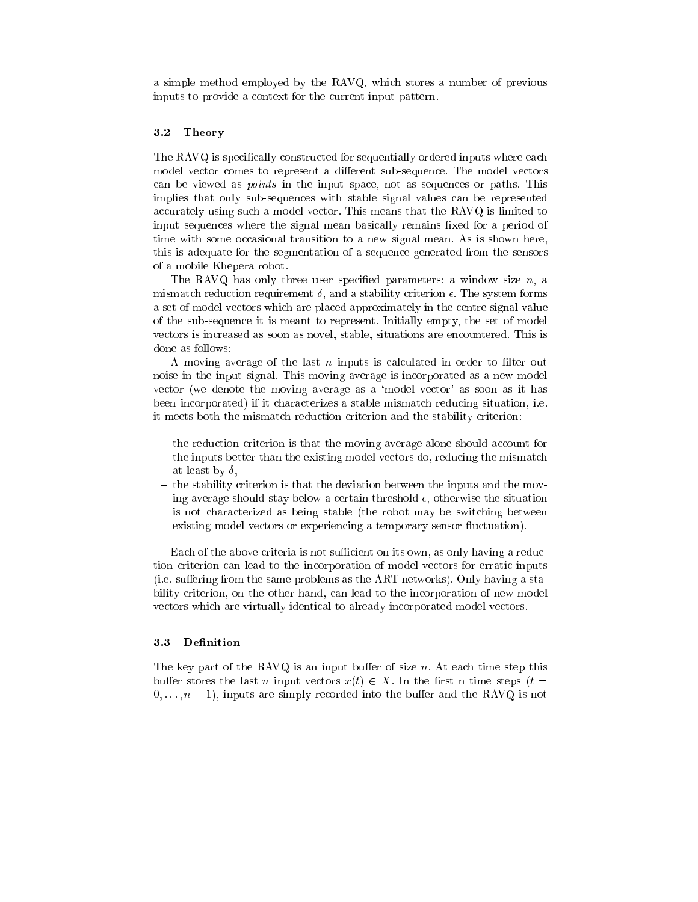a simple method employed by the RAVQ, which stores a number of previous inputs to provide a context for the current input pattern.

### 3.2 Theory

The RAVQ is specifically constructed for sequentially ordered inputs where each model vector comes to represent a different sub-sequence. The model vectors can be viewed as *points* in the input space, not as sequences or paths. This implies that only sub-sequences with stable signal values can be represented accurately using such a model vector. This means that the RAVQ is limited to input sequences where the signal mean basically remains fixed for a period of time with some occasional transition to a new signal mean. As is shown here, this is adequate for the segmentation of a sequence generated from the sensors of a mobile Khepera robot.

The RAVQ has only three user specified parameters: a window size $n$, a mismatch reduction requirement $\delta$, and a stability criterion $\epsilon$. The system forms a set of model vectors which are placed approximately in the centre signal-value of the sub-sequence it is meant to represent. Initially empty, the set of model vectors is increased as soon as novel, stable, situations are encountered. This is done as follows:

A moving average of the last $n$ inputs is calculated in order to filter out noise in the input signal. This moving average is incorporated as a new model vector (we denote the moving average as a 'model vector' as soon as it has been incorporated) if it characterizes a stable mismatch reducing situation, i.e. it meets both the mismatch reduction criterion and the stability criterion:

- the reduction criterion is that the moving average alone should account for the inputs better than the existing model vectors do, reducing the mismatch at least by $\delta$,
- the stability criterion is that the deviation between the inputs and the moving average should stay below a certain threshold $\epsilon$, otherwise the situation is not characterized as being stable (the robot may be switching between existing model vectors or experiencing a temporary sensor fluctuation).

Each of the above criteria is not sufficient on its own, as only having a reduction criterion can lead to the incorporation of model vectors for erratic inputs (i.e. suffering from the same problems as the ART networks). Only having a stability criterion, on the other hand, can lead to the incorporation of new model vectors which are virtually identical to already incorporated model vectors.

### 3.3 Definition

The key part of the RAVQ is an input buffer of size $n$. At each time step this buffer stores the last $n$ input vectors $x(t) \in X$. In the first n time steps ($t = 0, \ldots, n-1$), inputs are simply recorded into the buffer and the RAVQ is not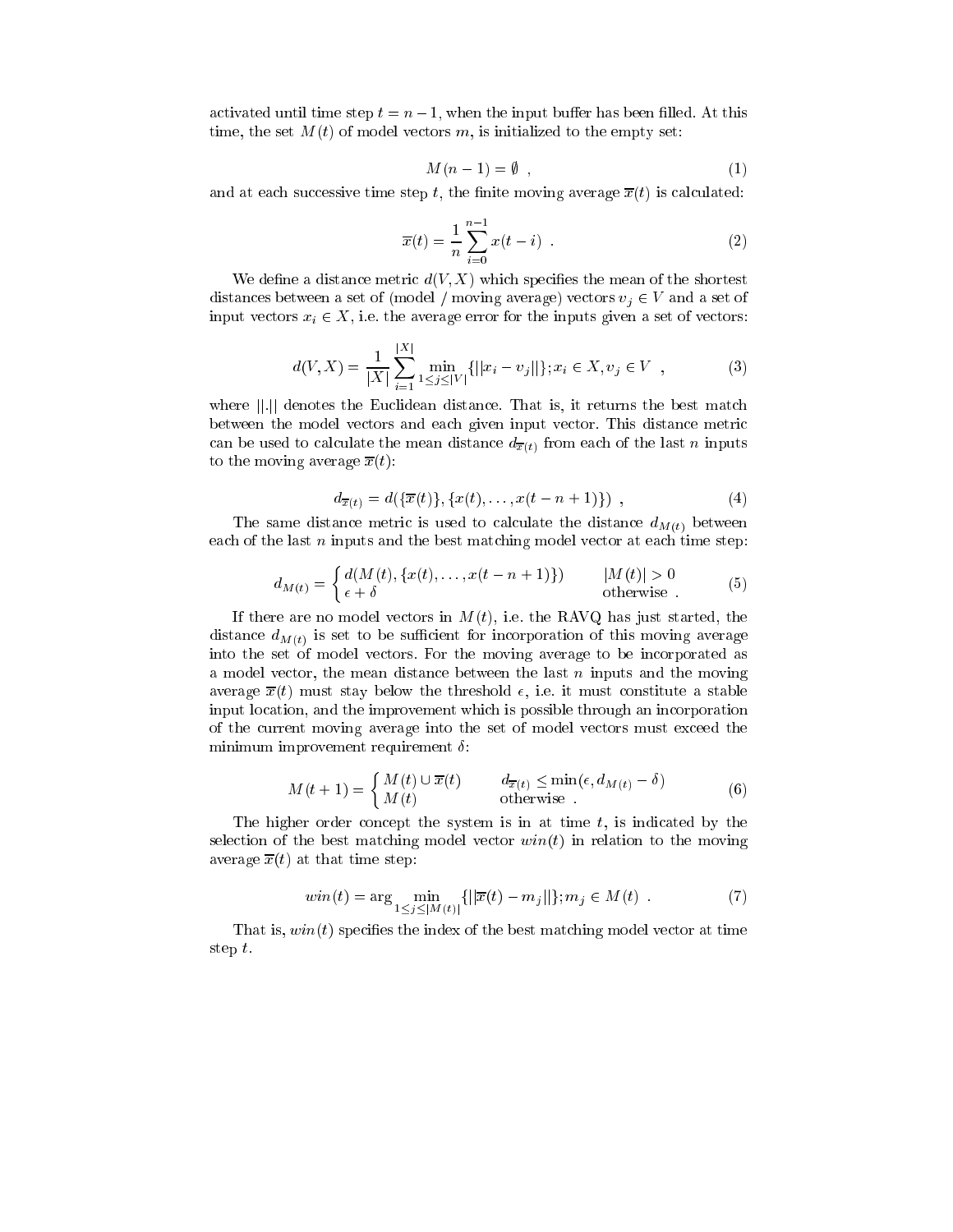activated until time step $t = n - 1$, when the input buffer has been filled. At this time, the set $M(t)$ of model vectors $m$, is initialized to the empty set:

$$M(n-1) = \emptyset \ \ , \tag{1}$$

and at each successive time step $t$, the finite moving average $\overline{x}(t)$ is calculated:

$$\overline{x}(t) = \frac{1}{n} \sum_{i=0}^{n-1} x(t-i) \ \ . \tag{2}$$

We define a distance metric $d(V, X)$ which specifies the mean of the shortest distances between a set of (model / moving average) vectors $v_j \in V$ and a set of input vectors $x_i \in X$, i.e. the average error for the inputs given a set of vectors:

$$d(V, X) = \frac{1}{|X|} \sum_{i=1}^{|X|} \min_{1 \leq j \leq |V|} \{||x_i - v_j||\}; x_i \in X, v_j \in V \ \ , \tag{3}$$

where $||.||$ denotes the Euclidean distance. That is, it returns the best match between the model vectors and each given input vector. This distance metric can be used to calculate the mean distance $d_{\overline{x}(t)}$ from each of the last $n$ inputs to the moving average $\overline{x}(t)$:

$$d_{\overline{x}(t)} = d(\{\overline{x}(t)\}, \{x(t), \ldots, x(t-n+1)\}) \ \ , \tag{4}$$

The same distance metric is used to calculate the distance $d_{M(t)}$ between each of the last $n$ inputs and the best matching model vector at each time step:

$$d_{M(t)} = \begin{cases} d(M(t), \{x(t), \ldots, x(t-n+1)\}) & |M(t)| > 0 \\ \epsilon + \delta & \text{otherwise} \ . \end{cases} \tag{5}$$

If there are no model vectors in $M(t)$, i.e. the RAVQ has just started, the distance $d_{M(t)}$ is set to be sufficient for incorporation of this moving average into the set of model vectors. For the moving average to be incorporated as a model vector, the mean distance between the last $n$ inputs and the moving average $\overline{x}(t)$ must stay below the threshold $\epsilon$, i.e. it must constitute a stable input location, and the improvement which is possible through an incorporation of the current moving average into the set of model vectors must exceed the minimum improvement requirement $\delta$:

$$M(t+1) = \begin{cases} M(t) \cup \overline{x}(t) & d_{\overline{x}(t)} \leq \min(\epsilon, d_{M(t)} - \delta) \\ M(t) & \text{otherwise} \ . \end{cases} \tag{6}$$

The higher order concept the system is in at time $t$, is indicated by the selection of the best matching model vector $win(t)$ in relation to the moving average $\overline{x}(t)$ at that time step:

$$win(t) = \arg \min_{1 \leq j \leq |M(t)|} \{||\overline{x}(t) - m_j||\}; m_j \in M(t) \ \ . \tag{7}$$

That is, $win(t)$ specifies the index of the best matching model vector at time step $t$.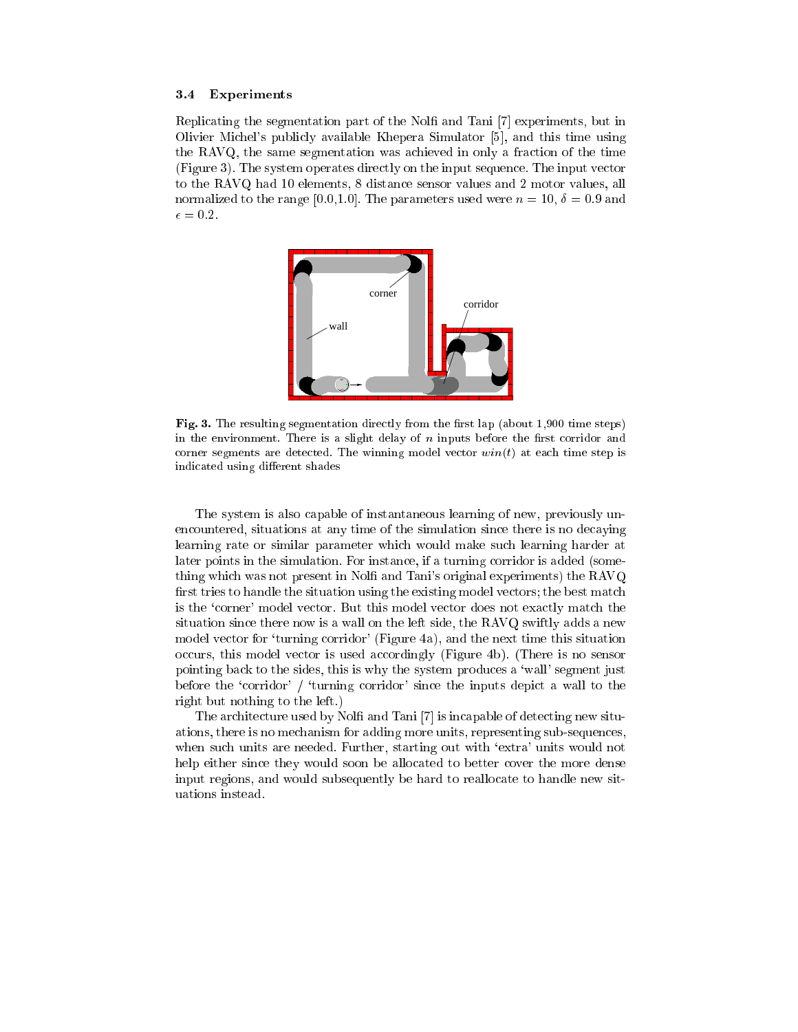### 3.4 Experiments

Replicating the segmentation part of the Nolfi and Tani [7] experiments, but in Olivier Michel's publicly available Khepera Simulator [5], and this time using the RAVQ, the same segmentation was achieved in only a fraction of the time (Figure 3). The system operates directly on the input sequence. The input vector to the RAVQ had 10 elements, 8 distance sensor values and 2 motor values, all normalized to the range [0.0,1.0]. The parameters used were $n = 10$, $\delta = 0.9$ and $\epsilon = 0.2$.

**Fig. 3.** The resulting segmentation directly from the first lap (about 1,900 time steps) in the environment. There is a slight delay of $n$ inputs before the first corridor and corner segments are detected. The winning model vector $win(t)$ at each time step is indicated using different shades

The system is also capable of instantaneous learning of new, previously unencountered, situations at any time of the simulation since there is no decaying learning rate or similar parameter which would make such learning harder at later points in the simulation. For instance, if a turning corridor is added (something which was not present in Nolfi and Tani's original experiments) the RAVQ first tries to handle the situation using the existing model vectors; the best match is the 'corner' model vector. But this model vector does not exactly match the situation since there now is a wall on the left side, the RAVQ swiftly adds a new model vector for 'turning corridor' (Figure 4a), and the next time this situation occurs, this model vector is used accordingly (Figure 4b). (There is no sensor pointing back to the sides, this is why the system produces a 'wall' segment just before the 'corridor' / 'turning corridor' since the inputs depict a wall to the right but nothing to the left.)

The architecture used by Nolfi and Tani [7] is incapable of detecting new situations, there is no mechanism for adding more units, representing sub-sequences, when such units are needed. Further, starting out with 'extra' units would not help either since they would soon be allocated to better cover the more dense input regions, and would subsequently be hard to reallocate to handle new situations instead.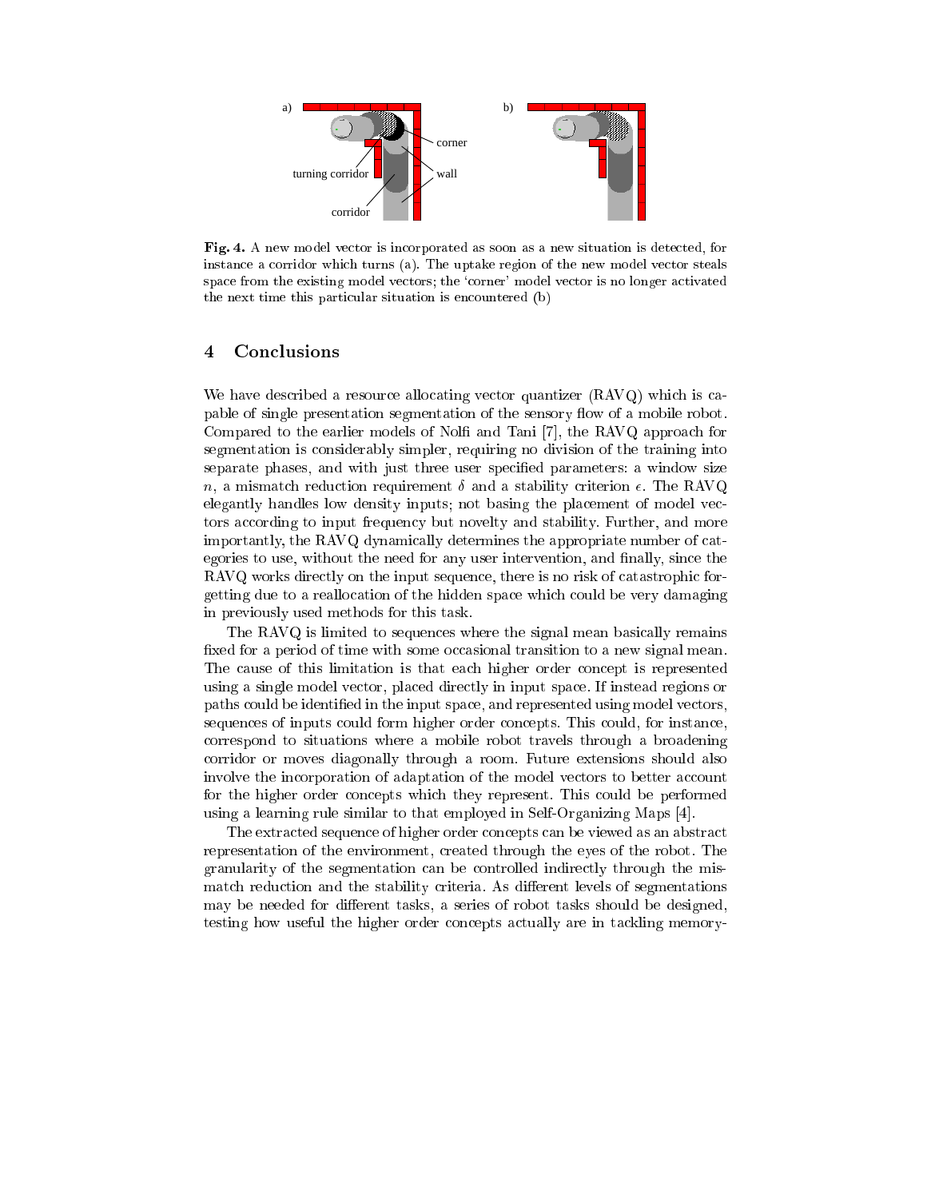a)

corner

turning corridor

wall

corridor

b)

**Fig. 4.** A new model vector is incorporated as soon as a new situation is detected, for instance a corridor which turns (a). The uptake region of the new model vector steals space from the existing model vectors; the 'corner' model vector is no longer activated the next time this particular situation is encountered (b)

## 4 Conclusions

We have described a resource allocating vector quantizer (RAVQ) which is capable of single presentation segmentation of the sensory flow of a mobile robot. Compared to the earlier models of Nolfi and Tani [7], the RAVQ approach for segmentation is considerably simpler, requiring no division of the training into separate phases, and with just three user specified parameters: a window size $n$, a mismatch reduction requirement $\delta$ and a stability criterion $\epsilon$. The RAVQ elegantly handles low density inputs; not basing the placement of model vectors according to input frequency but novelty and stability. Further, and more importantly, the RAVQ dynamically determines the appropriate number of categories to use, without the need for any user intervention, and finally, since the RAVQ works directly on the input sequence, there is no risk of catastrophic forgetting due to a reallocation of the hidden space which could be very damaging in previously used methods for this task.

The RAVQ is limited to sequences where the signal mean basically remains fixed for a period of time with some occasional transition to a new signal mean. The cause of this limitation is that each higher order concept is represented using a single model vector, placed directly in input space. If instead regions or paths could be identified in the input space, and represented using model vectors, sequences of inputs could form higher order concepts. This could, for instance, correspond to situations where a mobile robot travels through a broadening corridor or moves diagonally through a room. Future extensions should also involve the incorporation of adaptation of the model vectors to better account for the higher order concepts which they represent. This could be performed using a learning rule similar to that employed in Self-Organizing Maps [4].

The extracted sequence of higher order concepts can be viewed as an abstract representation of the environment, created through the eyes of the robot. The granularity of the segmentation can be controlled indirectly through the mismatch reduction and the stability criteria. As different levels of segmentations may be needed for different tasks, a series of robot tasks should be designed, testing how useful the higher order concepts actually are in tackling memory-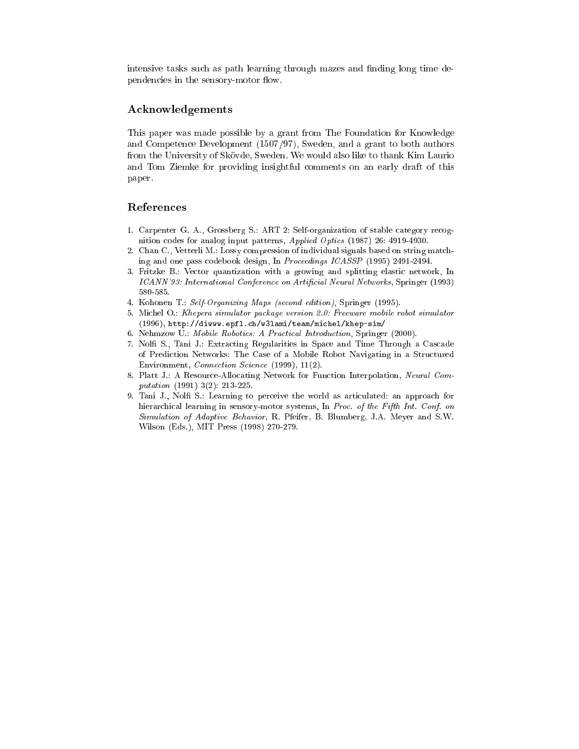intensive tasks such as path learning through mazes and finding long time dependencies in the sensory-motor flow.

## Acknowledgements

This paper was made possible by a grant from The Foundation for Knowledge and Competence Development (1507/97), Sweden, and a grant to both authors from the University of Skövde, Sweden. We would also like to thank Kim Laurio and Tom Ziemke for providing insightful comments on an early draft of this paper.

## References

1. Carpenter G. A., Grossberg S.: ART 2: Self-organization of stable category recognition codes for analog input patterns, *Applied Optics* (1987) 26: 4919-4930.
2. Chan C., Vetterli M.: Lossy compression of individual signals based on string matching and one pass codebook design, In *Proceedings ICASSP* (1995) 2491-2494.
3. Fritzke B.: Vector quantization with a growing and splitting elastic network, In *ICANN'93: International Conference on Artificial Neural Networks*, Springer (1993) 580-585.
4. Kohonen T.: *Self-Organizing Maps (second edition)*, Springer (1995).
5. Michel O.: *Khepera simulator package version 2.0: Freeware mobile robot simulator* (1996), `http://diwww.epfl.ch/w3lami/team/michel/khep-sim/`
6. Nehmzow U.: *Mobile Robotics: A Practical Introduction*, Springer (2000).
7. Nolfi S., Tani J.: Extracting Regularities in Space and Time Through a Cascade of Prediction Networks: The Case of a Mobile Robot Navigating in a Structured Environment, *Connection Science* (1999), 11(2).
8. Platt J.: A Resource-Allocating Network for Function Interpolation, *Neural Computation* (1991) 3(2): 213-225.
9. Tani J., Nolfi S.: Learning to perceive the world as articulated: an approach for hierarchical learning in sensory-motor systems, In *Proc. of the Fifth Int. Conf. on Simulation of Adaptive Behavior*, R. Pfeifer, B. Blumberg, J.A. Meyer and S.W. Wilson (Eds.), MIT Press (1998) 270-279.